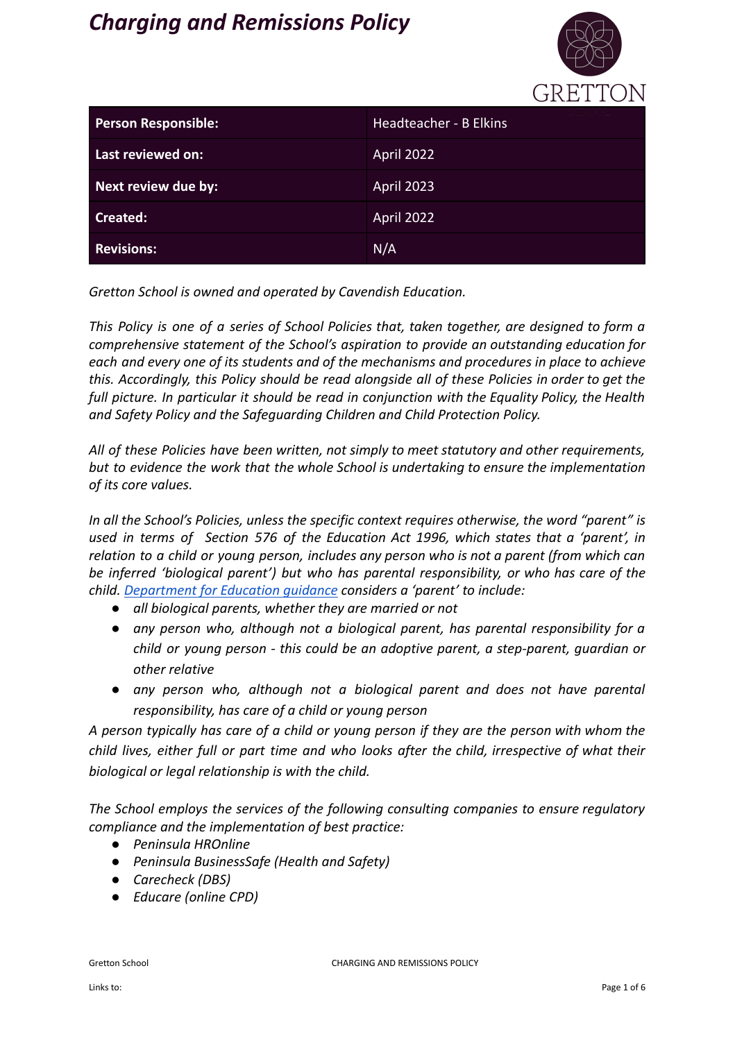# *Charging and Remissions Policy*

| Person Responsible: | Headteacher - B Elkins |
|---|---|
| Last reviewed on: | April 2022 |
| Next review due by: | April 2023 |
| Created: | April 2022 |
| Revisions: | N/A |

*Gretton School is owned and operated by Cavendish Education.*

*This Policy is one of a series of School Policies that, taken together, are designed to form a comprehensive statement of the School's aspiration to provide an outstanding education for each and every one of its students and of the mechanisms and procedures in place to achieve this. Accordingly, this Policy should be read alongside all of these Policies in order to get the full picture. In particular it should be read in conjunction with the Equality Policy, the Health and Safety Policy and the Safeguarding Children and Child Protection Policy.*

*All of these Policies have been written, not simply to meet statutory and other requirements, but to evidence the work that the whole School is undertaking to ensure the implementation of its core values.*

*In all the School's Policies, unless the specific context requires otherwise, the word "parent" is used in terms of Section 576 of the Education Act 1996, which states that a 'parent', in relation to a child or young person, includes any person who is not a parent (from which can be inferred 'biological parent') but who has parental responsibility, or who has care of the child. Department for Education guidance considers a 'parent' to include:*

- *all biological parents, whether they are married or not*
- *any person who, although not a biological parent, has parental responsibility for a child or young person - this could be an adoptive parent, a step-parent, guardian or other relative*
- *any person who, although not a biological parent and does not have parental responsibility, has care of a child or young person*

*A person typically has care of a child or young person if they are the person with whom the child lives, either full or part time and who looks after the child, irrespective of what their biological or legal relationship is with the child.*

*The School employs the services of the following consulting companies to ensure regulatory compliance and the implementation of best practice:*

- *Peninsula HROnline*
- *Peninsula BusinessSafe (Health and Safety)*
- *Carecheck (DBS)*
- *Educare (online CPD)*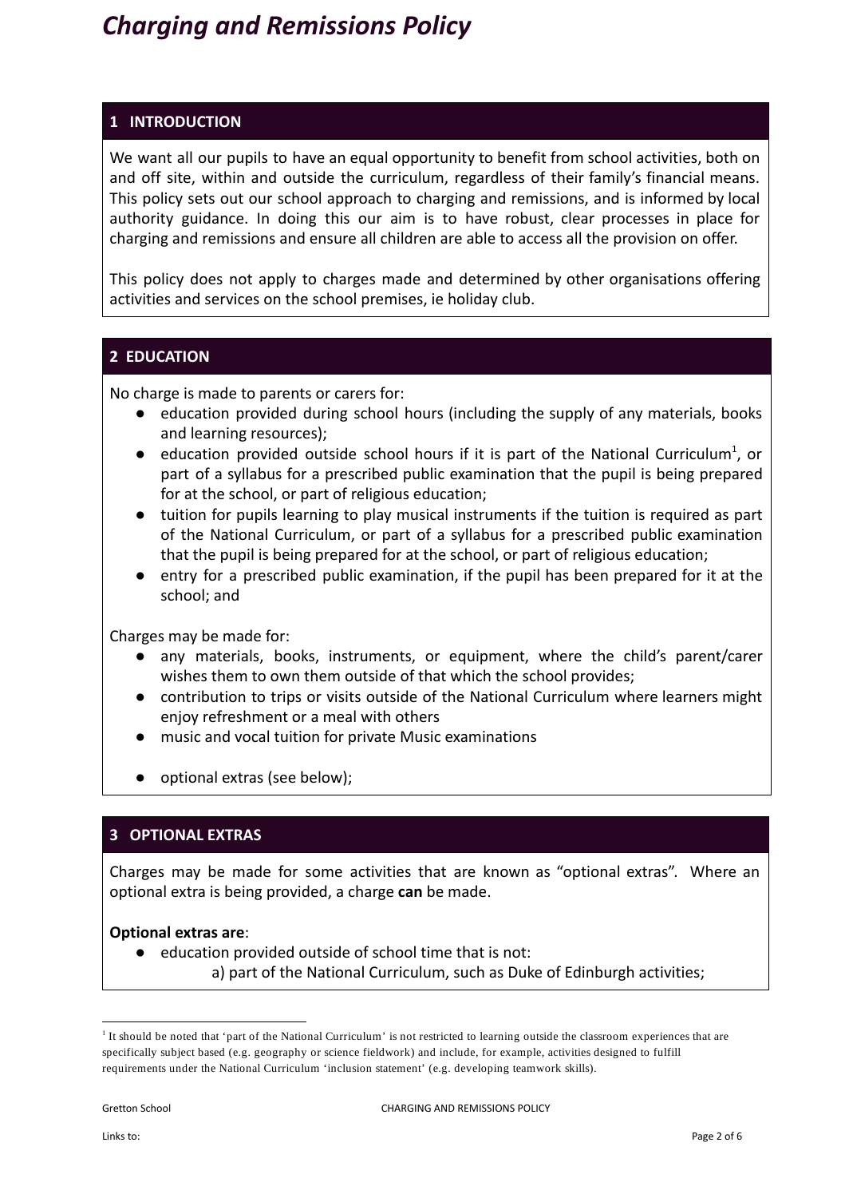# *Charging and Remissions Policy*

## 1 INTRODUCTION

We want all our pupils to have an equal opportunity to benefit from school activities, both on and off site, within and outside the curriculum, regardless of their family's financial means. This policy sets out our school approach to charging and remissions, and is informed by local authority guidance. In doing this our aim is to have robust, clear processes in place for charging and remissions and ensure all children are able to access all the provision on offer.

This policy does not apply to charges made and determined by other organisations offering activities and services on the school premises, ie holiday club.

## 2 EDUCATION

No charge is made to parents or carers for:

- education provided during school hours (including the supply of any materials, books and learning resources);
- education provided outside school hours if it is part of the National Curriculum[1], or part of a syllabus for a prescribed public examination that the pupil is being prepared for at the school, or part of religious education;
- tuition for pupils learning to play musical instruments if the tuition is required as part of the National Curriculum, or part of a syllabus for a prescribed public examination that the pupil is being prepared for at the school, or part of religious education;
- entry for a prescribed public examination, if the pupil has been prepared for it at the school; and

Charges may be made for:

- any materials, books, instruments, or equipment, where the child's parent/carer wishes them to own them outside of that which the school provides;
- contribution to trips or visits outside of the National Curriculum where learners might enjoy refreshment or a meal with others
- music and vocal tuition for private Music examinations
- optional extras (see below);

## 3 OPTIONAL EXTRAS

Charges may be made for some activities that are known as "optional extras". Where an optional extra is being provided, a charge **can** be made.

**Optional extras are**:

- education provided outside of school time that is not:
  - a) part of the National Curriculum, such as Duke of Edinburgh activities;

[1] It should be noted that 'part of the National Curriculum' is not restricted to learning outside the classroom experiences that are specifically subject based (e.g. geography or science fieldwork) and include, for example, activities designed to fulfill requirements under the National Curriculum 'inclusion statement' (e.g. developing teamwork skills).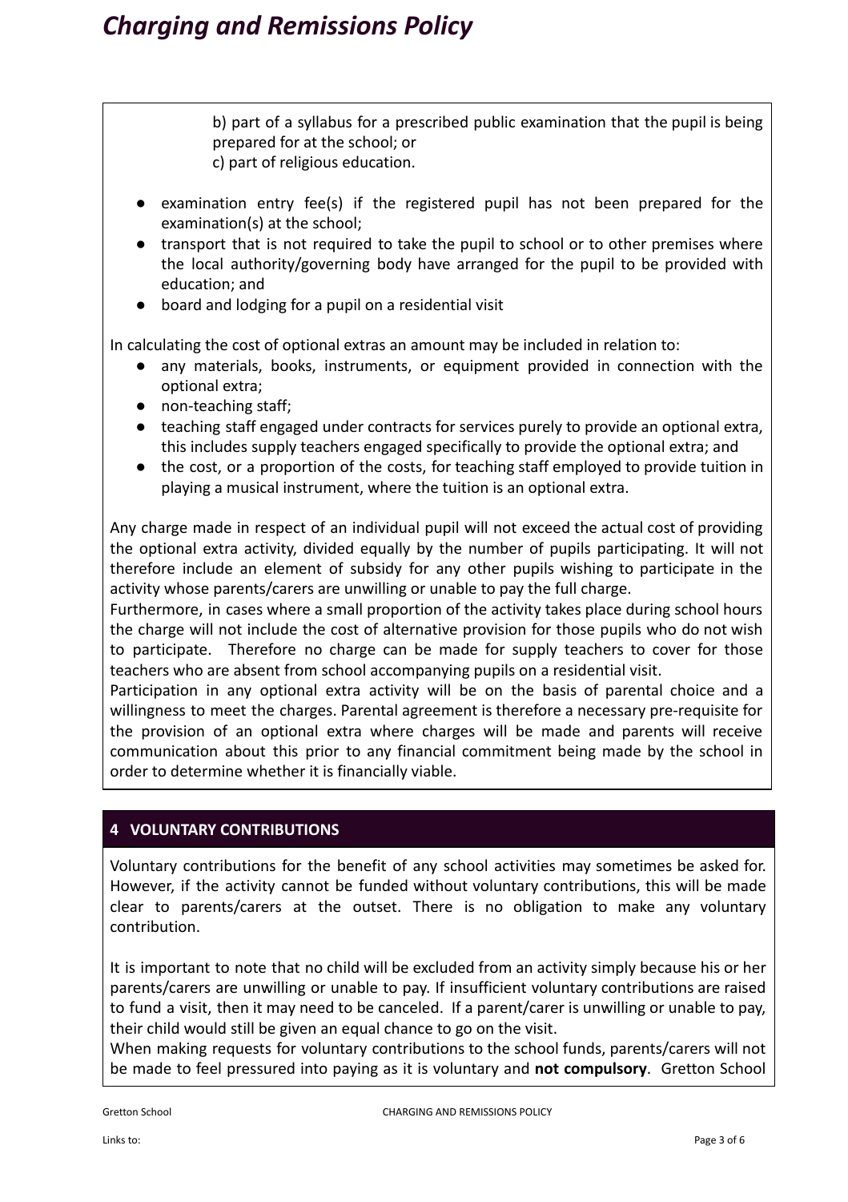b) part of a syllabus for a prescribed public examination that the pupil is being prepared for at the school; or
c) part of religious education.

- examination entry fee(s) if the registered pupil has not been prepared for the examination(s) at the school;
- transport that is not required to take the pupil to school or to other premises where the local authority/governing body have arranged for the pupil to be provided with education; and
- board and lodging for a pupil on a residential visit

In calculating the cost of optional extras an amount may be included in relation to:

- any materials, books, instruments, or equipment provided in connection with the optional extra;
- non-teaching staff;
- teaching staff engaged under contracts for services purely to provide an optional extra, this includes supply teachers engaged specifically to provide the optional extra; and
- the cost, or a proportion of the costs, for teaching staff employed to provide tuition in playing a musical instrument, where the tuition is an optional extra.

Any charge made in respect of an individual pupil will not exceed the actual cost of providing the optional extra activity, divided equally by the number of pupils participating. It will not therefore include an element of subsidy for any other pupils wishing to participate in the activity whose parents/carers are unwilling or unable to pay the full charge.
Furthermore, in cases where a small proportion of the activity takes place during school hours the charge will not include the cost of alternative provision for those pupils who do not wish to participate. Therefore no charge can be made for supply teachers to cover for those teachers who are absent from school accompanying pupils on a residential visit.
Participation in any optional extra activity will be on the basis of parental choice and a willingness to meet the charges. Parental agreement is therefore a necessary pre-requisite for the provision of an optional extra where charges will be made and parents will receive communication about this prior to any financial commitment being made by the school in order to determine whether it is financially viable.

## 4 VOLUNTARY CONTRIBUTIONS

Voluntary contributions for the benefit of any school activities may sometimes be asked for. However, if the activity cannot be funded without voluntary contributions, this will be made clear to parents/carers at the outset. There is no obligation to make any voluntary contribution.

It is important to note that no child will be excluded from an activity simply because his or her parents/carers are unwilling or unable to pay. If insufficient voluntary contributions are raised to fund a visit, then it may need to be canceled. If a parent/carer is unwilling or unable to pay, their child would still be given an equal chance to go on the visit.
When making requests for voluntary contributions to the school funds, parents/carers will not be made to feel pressured into paying as it is voluntary and **not compulsory**. Gretton School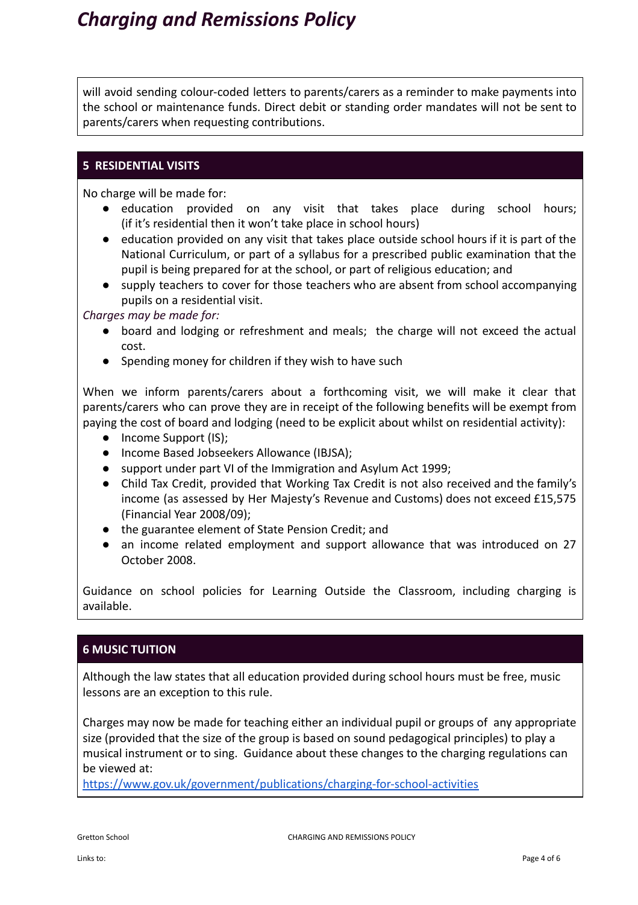will avoid sending colour-coded letters to parents/carers as a reminder to make payments into the school or maintenance funds. Direct debit or standing order mandates will not be sent to parents/carers when requesting contributions.

## 5 RESIDENTIAL VISITS

No charge will be made for:

- education provided on any visit that takes place during school hours; (if it's residential then it won't take place in school hours)
- education provided on any visit that takes place outside school hours if it is part of the National Curriculum, or part of a syllabus for a prescribed public examination that the pupil is being prepared for at the school, or part of religious education; and
- supply teachers to cover for those teachers who are absent from school accompanying pupils on a residential visit.

*Charges may be made for:*

- board and lodging or refreshment and meals; the charge will not exceed the actual cost.
- Spending money for children if they wish to have such

When we inform parents/carers about a forthcoming visit, we will make it clear that parents/carers who can prove they are in receipt of the following benefits will be exempt from paying the cost of board and lodging (need to be explicit about whilst on residential activity):

- Income Support (IS);
- Income Based Jobseekers Allowance (IBJSA);
- support under part VI of the Immigration and Asylum Act 1999;
- Child Tax Credit, provided that Working Tax Credit is not also received and the family's income (as assessed by Her Majesty's Revenue and Customs) does not exceed £15,575 (Financial Year 2008/09);
- the guarantee element of State Pension Credit; and
- an income related employment and support allowance that was introduced on 27 October 2008.

Guidance on school policies for Learning Outside the Classroom, including charging is available.

## 6 MUSIC TUITION

Although the law states that all education provided during school hours must be free, music lessons are an exception to this rule.

Charges may now be made for teaching either an individual pupil or groups of any appropriate size (provided that the size of the group is based on sound pedagogical principles) to play a musical instrument or to sing. Guidance about these changes to the charging regulations can be viewed at:
https://www.gov.uk/government/publications/charging-for-school-activities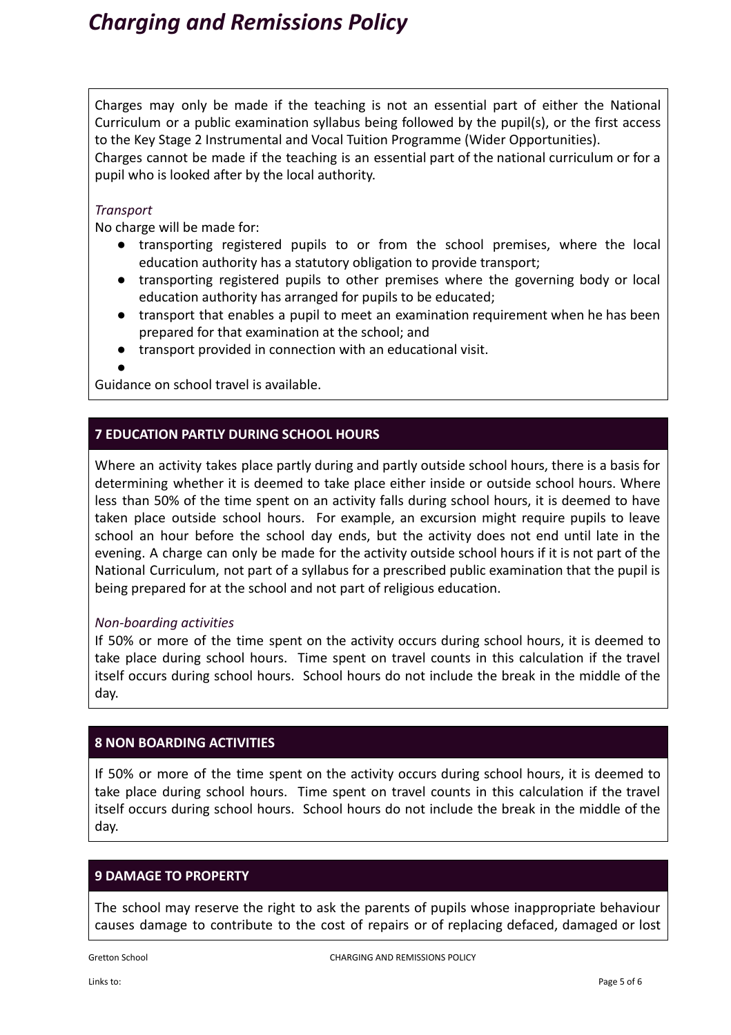Charges may only be made if the teaching is not an essential part of either the National Curriculum or a public examination syllabus being followed by the pupil(s), or the first access to the Key Stage 2 Instrumental and Vocal Tuition Programme (Wider Opportunities).
Charges cannot be made if the teaching is an essential part of the national curriculum or for a pupil who is looked after by the local authority.

*Transport*

No charge will be made for:

- transporting registered pupils to or from the school premises, where the local education authority has a statutory obligation to provide transport;
- transporting registered pupils to other premises where the governing body or local education authority has arranged for pupils to be educated;
- transport that enables a pupil to meet an examination requirement when he has been prepared for that examination at the school; and
- transport provided in connection with an educational visit.

Guidance on school travel is available.

## 7 EDUCATION PARTLY DURING SCHOOL HOURS

Where an activity takes place partly during and partly outside school hours, there is a basis for determining whether it is deemed to take place either inside or outside school hours. Where less than 50% of the time spent on an activity falls during school hours, it is deemed to have taken place outside school hours. For example, an excursion might require pupils to leave school an hour before the school day ends, but the activity does not end until late in the evening. A charge can only be made for the activity outside school hours if it is not part of the National Curriculum, not part of a syllabus for a prescribed public examination that the pupil is being prepared for at the school and not part of religious education.

*Non-boarding activities*

If 50% or more of the time spent on the activity occurs during school hours, it is deemed to take place during school hours. Time spent on travel counts in this calculation if the travel itself occurs during school hours. School hours do not include the break in the middle of the day.

## 8 NON BOARDING ACTIVITIES

If 50% or more of the time spent on the activity occurs during school hours, it is deemed to take place during school hours. Time spent on travel counts in this calculation if the travel itself occurs during school hours. School hours do not include the break in the middle of the day.

## 9 DAMAGE TO PROPERTY

The school may reserve the right to ask the parents of pupils whose inappropriate behaviour causes damage to contribute to the cost of repairs or of replacing defaced, damaged or lost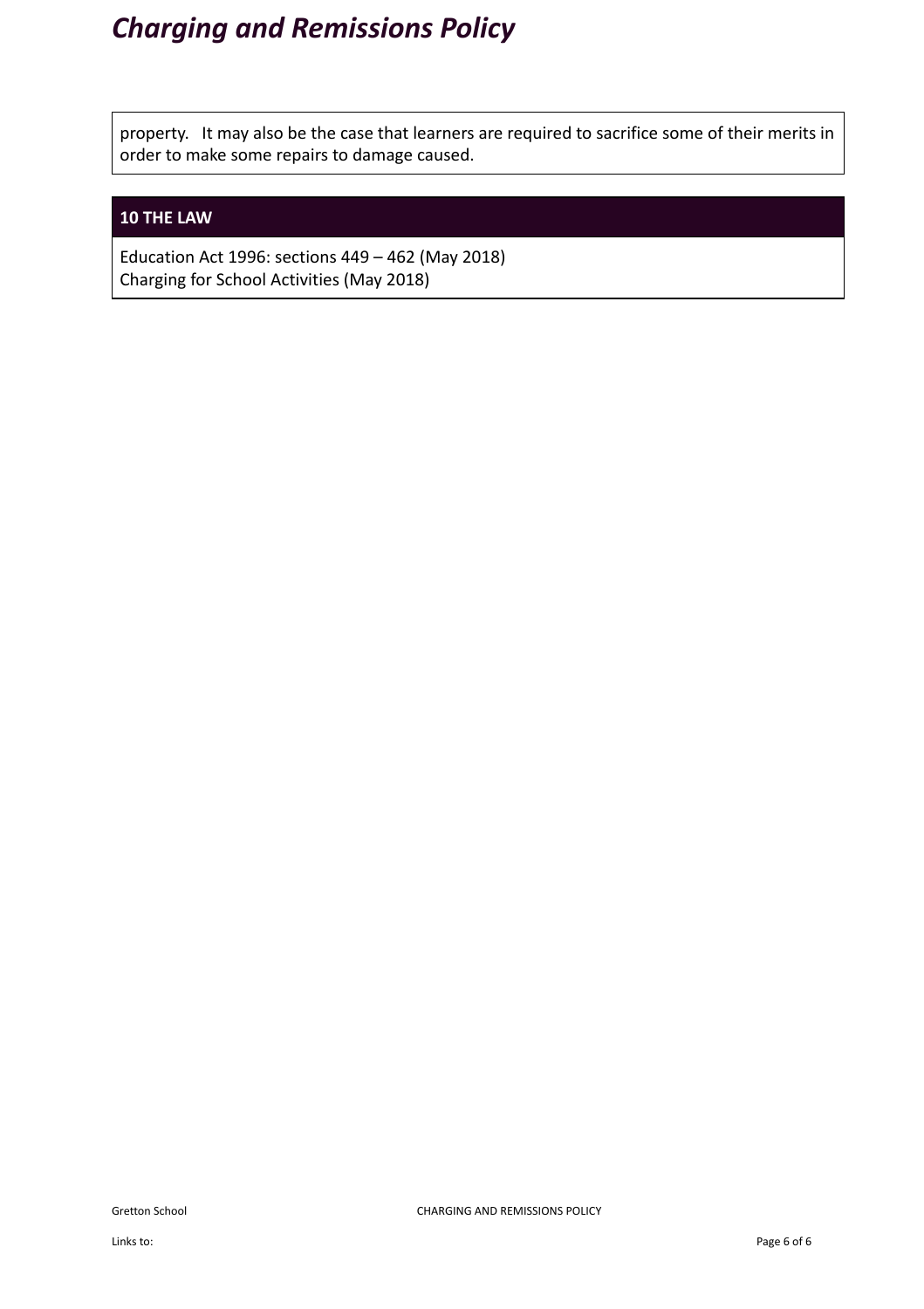property. It may also be the case that learners are required to sacrifice some of their merits in order to make some repairs to damage caused.

## 10 THE LAW

Education Act 1996: sections 449 – 462 (May 2018)
Charging for School Activities (May 2018)